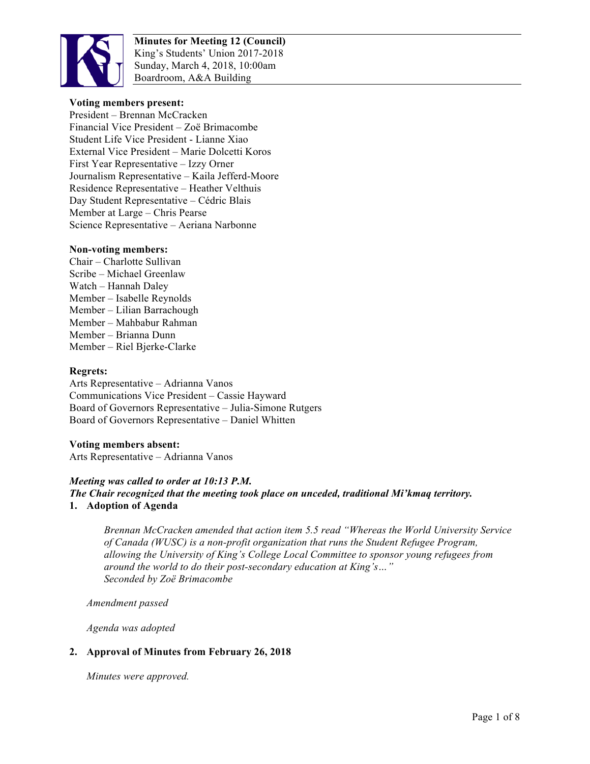**Minutes for Meeting 12 (Council)**
King's Students' Union 2017-2018
Sunday, March 4, 2018, 10:00am
Boardroom, A&A Building

**Voting members present:**
President – Brennan McCracken
Financial Vice President – Zoë Brimacombe
Student Life Vice President - Lianne Xiao
External Vice President – Marie Dolcetti Koros
First Year Representative – Izzy Orner
Journalism Representative – Kaila Jefferd-Moore
Residence Representative – Heather Velthuis
Day Student Representative – Cédric Blais
Member at Large – Chris Pearse
Science Representative – Aeriana Narbonne

**Non-voting members:**
Chair – Charlotte Sullivan
Scribe – Michael Greenlaw
Watch – Hannah Daley
Member – Isabelle Reynolds
Member – Lilian Barrachough
Member – Mahbabur Rahman
Member – Brianna Dunn
Member – Riel Bjerke-Clarke

**Regrets:**
Arts Representative – Adrianna Vanos
Communications Vice President – Cassie Hayward
Board of Governors Representative – Julia-Simone Rutgers
Board of Governors Representative – Daniel Whitten

**Voting members absent:**
Arts Representative – Adrianna Vanos

***Meeting was called to order at 10:13 P.M.***
***The Chair recognized that the meeting took place on unceded, traditional Mi'kmaq territory.***

**1. Adoption of Agenda**

*Brennan McCracken amended that action item 5.5 read "Whereas the World University Service of Canada (WUSC) is a non-profit organization that runs the Student Refugee Program, allowing the University of King's College Local Committee to sponsor young refugees from around the world to do their post-secondary education at King's…"*
*Seconded by Zoë Brimacombe*

*Amendment passed*

*Agenda was adopted*

**2. Approval of Minutes from February 26, 2018**

*Minutes were approved.*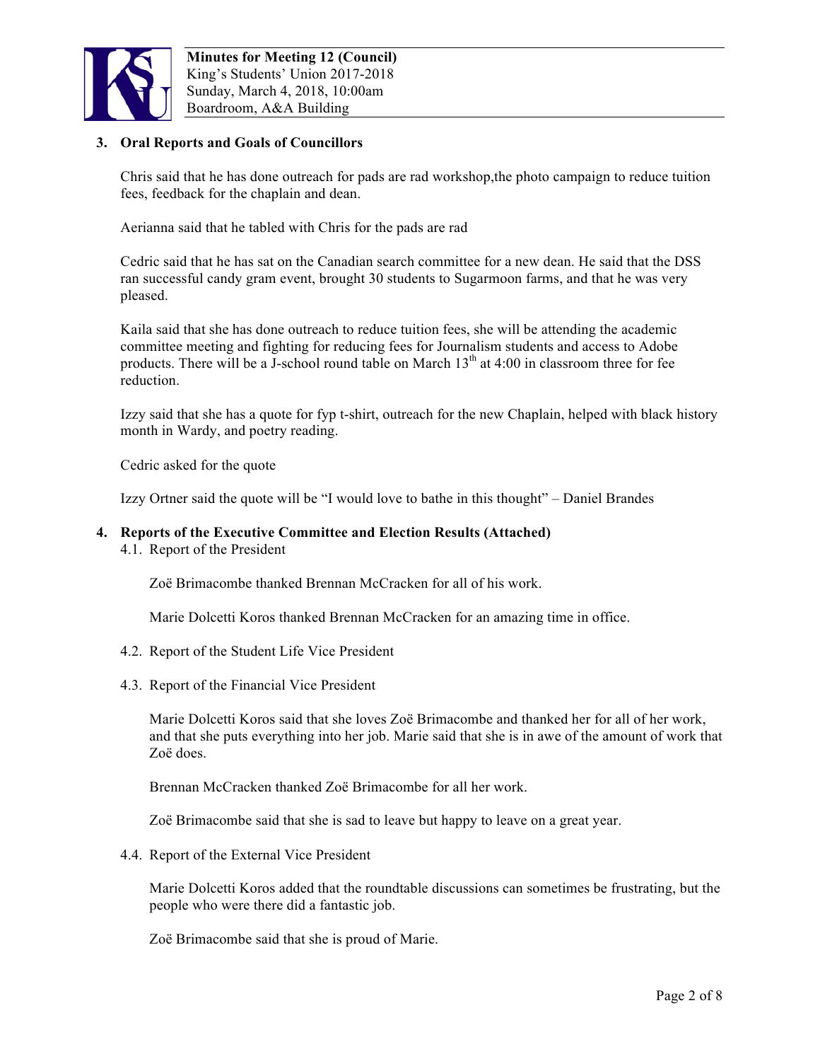## 3. Oral Reports and Goals of Councillors

Chris said that he has done outreach for pads are rad workshop,the photo campaign to reduce tuition fees, feedback for the chaplain and dean.

Aerianna said that he tabled with Chris for the pads are rad

Cedric said that he has sat on the Canadian search committee for a new dean. He said that the DSS ran successful candy gram event, brought 30 students to Sugarmoon farms, and that he was very pleased.

Kaila said that she has done outreach to reduce tuition fees, she will be attending the academic committee meeting and fighting for reducing fees for Journalism students and access to Adobe products. There will be a J-school round table on March 13th at 4:00 in classroom three for fee reduction.

Izzy said that she has a quote for fyp t-shirt, outreach for the new Chaplain, helped with black history month in Wardy, and poetry reading.

Cedric asked for the quote

Izzy Ortner said the quote will be "I would love to bathe in this thought" – Daniel Brandes

## 4. Reports of the Executive Committee and Election Results (Attached)

### 4.1. Report of the President

Zoë Brimacombe thanked Brennan McCracken for all of his work.

Marie Dolcetti Koros thanked Brennan McCracken for an amazing time in office.

### 4.2. Report of the Student Life Vice President

### 4.3. Report of the Financial Vice President

Marie Dolcetti Koros said that she loves Zoë Brimacombe and thanked her for all of her work, and that she puts everything into her job. Marie said that she is in awe of the amount of work that Zoë does.

Brennan McCracken thanked Zoë Brimacombe for all her work.

Zoë Brimacombe said that she is sad to leave but happy to leave on a great year.

### 4.4. Report of the External Vice President

Marie Dolcetti Koros added that the roundtable discussions can sometimes be frustrating, but the people who were there did a fantastic job.

Zoë Brimacombe said that she is proud of Marie.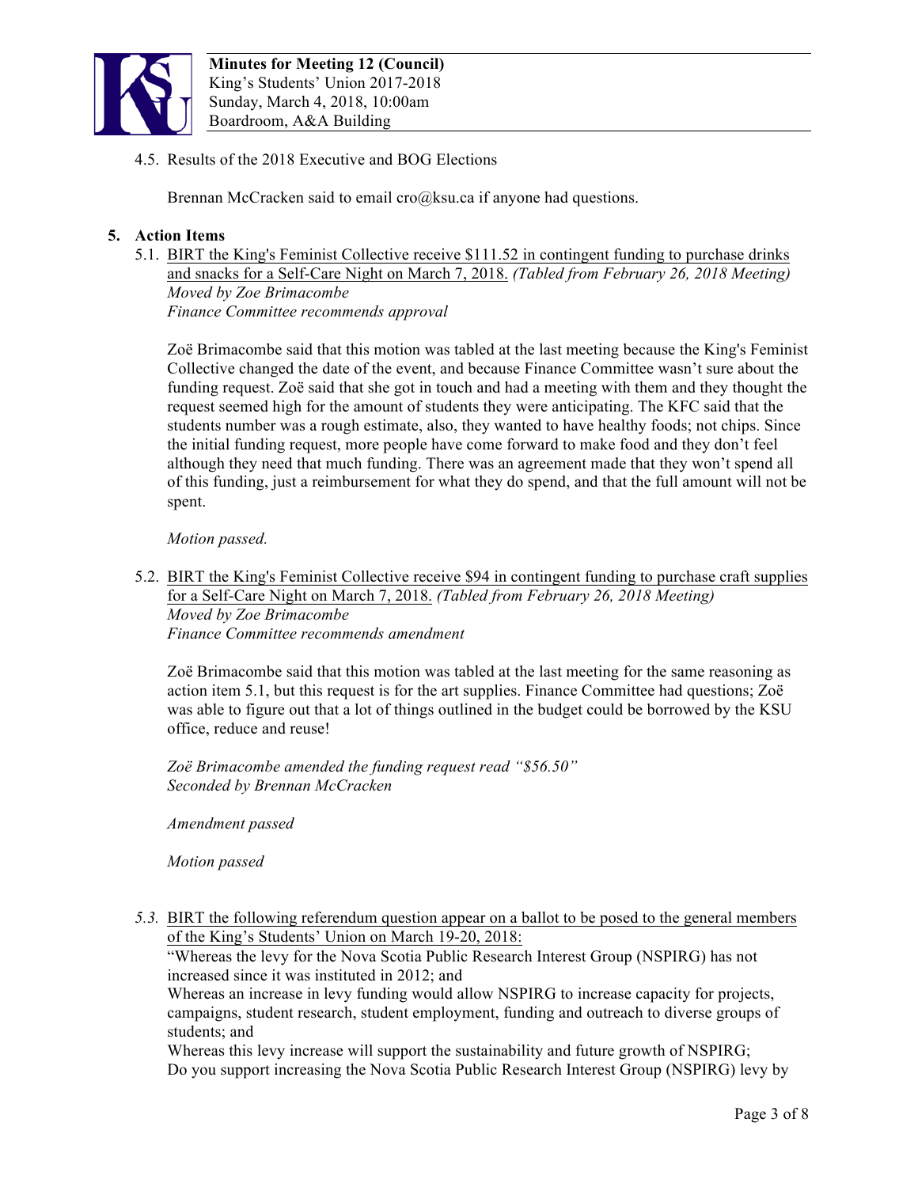4.5. Results of the 2018 Executive and BOG Elections

Brennan McCracken said to email cro@ksu.ca if anyone had questions.

## 5. Action Items

5.1. BIRT the King's Feminist Collective receive $111.52 in contingent funding to purchase drinks and snacks for a Self-Care Night on March 7, 2018. *(Tabled from February 26, 2018 Meeting)*
*Moved by Zoe Brimacombe*
*Finance Committee recommends approval*

Zoë Brimacombe said that this motion was tabled at the last meeting because the King's Feminist Collective changed the date of the event, and because Finance Committee wasn't sure about the funding request. Zoë said that she got in touch and had a meeting with them and they thought the request seemed high for the amount of students they were anticipating. The KFC said that the students number was a rough estimate, also, they wanted to have healthy foods; not chips. Since the initial funding request, more people have come forward to make food and they don't feel although they need that much funding. There was an agreement made that they won't spend all of this funding, just a reimbursement for what they do spend, and that the full amount will not be spent.

*Motion passed.*

5.2. BIRT the King's Feminist Collective receive $94 in contingent funding to purchase craft supplies for a Self-Care Night on March 7, 2018. *(Tabled from February 26, 2018 Meeting)*
*Moved by Zoe Brimacombe*
*Finance Committee recommends amendment*

Zoë Brimacombe said that this motion was tabled at the last meeting for the same reasoning as action item 5.1, but this request is for the art supplies. Finance Committee had questions; Zoë was able to figure out that a lot of things outlined in the budget could be borrowed by the KSU office, reduce and reuse!

*Zoë Brimacombe amended the funding request read "$56.50"*
*Seconded by Brennan McCracken*

*Amendment passed*

*Motion passed*

*5.3.* BIRT the following referendum question appear on a ballot to be posed to the general members of the King's Students' Union on March 19-20, 2018:
"Whereas the levy for the Nova Scotia Public Research Interest Group (NSPIRG) has not increased since it was instituted in 2012; and
Whereas an increase in levy funding would allow NSPIRG to increase capacity for projects, campaigns, student research, student employment, funding and outreach to diverse groups of students; and
Whereas this levy increase will support the sustainability and future growth of NSPIRG;
Do you support increasing the Nova Scotia Public Research Interest Group (NSPIRG) levy by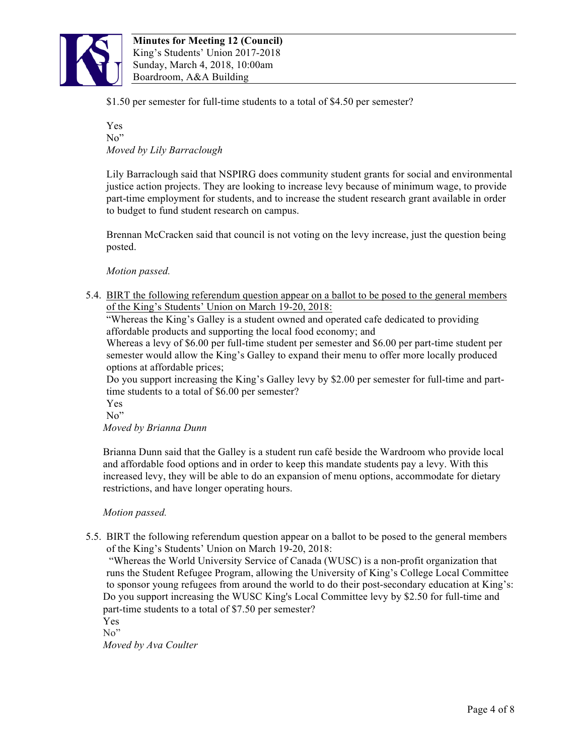$1.50 per semester for full-time students to a total of $4.50 per semester?

Yes
No"
*Moved by Lily Barraclough*

Lily Barraclough said that NSPIRG does community student grants for social and environmental justice action projects. They are looking to increase levy because of minimum wage, to provide part-time employment for students, and to increase the student research grant available in order to budget to fund student research on campus.

Brennan McCracken said that council is not voting on the levy increase, just the question being posted.

*Motion passed.*

5.4. <u>BIRT the following referendum question appear on a ballot to be posed to the general members of the King's Students' Union on March 19-20, 2018:</u>
"Whereas the King's Galley is a student owned and operated cafe dedicated to providing affordable products and supporting the local food economy; and
Whereas a levy of $6.00 per full-time student per semester and $6.00 per part-time student per semester would allow the King's Galley to expand their menu to offer more locally produced options at affordable prices;
Do you support increasing the King's Galley levy by $2.00 per semester for full-time and part-time students to a total of $6.00 per semester?
Yes
No"
*Moved by Brianna Dunn*

Brianna Dunn said that the Galley is a student run café beside the Wardroom who provide local and affordable food options and in order to keep this mandate students pay a levy. With this increased levy, they will be able to do an expansion of menu options, accommodate for dietary restrictions, and have longer operating hours.

*Motion passed.*

5.5. BIRT the following referendum question appear on a ballot to be posed to the general members of the King's Students' Union on March 19-20, 2018:
"Whereas the World University Service of Canada (WUSC) is a non-profit organization that runs the Student Refugee Program, allowing the University of King's College Local Committee to sponsor young refugees from around the world to do their post-secondary education at King's:
Do you support increasing the WUSC King's Local Committee levy by $2.50 for full-time and part-time students to a total of $7.50 per semester?
Yes
No"
*Moved by Ava Coulter*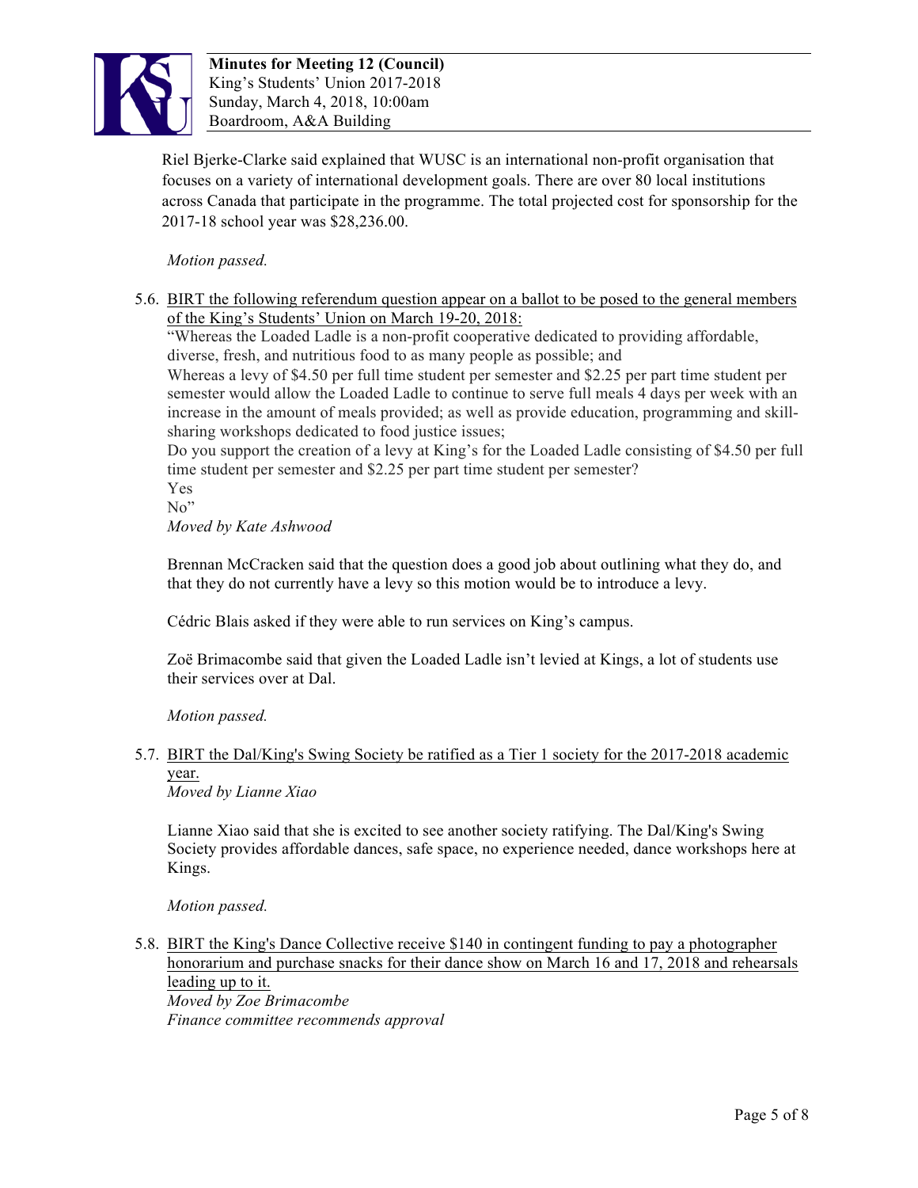Riel Bjerke-Clarke said explained that WUSC is an international non-profit organisation that focuses on a variety of international development goals. There are over 80 local institutions across Canada that participate in the programme. The total projected cost for sponsorship for the 2017-18 school year was $28,236.00.

*Motion passed.*

5.6. <u>BIRT the following referendum question appear on a ballot to be posed to the general members of the King's Students' Union on March 19-20, 2018:</u>

"Whereas the Loaded Ladle is a non-profit cooperative dedicated to providing affordable, diverse, fresh, and nutritious food to as many people as possible; and

Whereas a levy of $4.50 per full time student per semester and $2.25 per part time student per semester would allow the Loaded Ladle to continue to serve full meals 4 days per week with an increase in the amount of meals provided; as well as provide education, programming and skill-sharing workshops dedicated to food justice issues;

Do you support the creation of a levy at King's for the Loaded Ladle consisting of $4.50 per full time student per semester and $2.25 per part time student per semester?

Yes

No"

*Moved by Kate Ashwood*

Brennan McCracken said that the question does a good job about outlining what they do, and that they do not currently have a levy so this motion would be to introduce a levy.

Cédric Blais asked if they were able to run services on King's campus.

Zoë Brimacombe said that given the Loaded Ladle isn't levied at Kings, a lot of students use their services over at Dal.

*Motion passed.*

5.7. <u>BIRT the Dal/King's Swing Society be ratified as a Tier 1 society for the 2017-2018 academic year.</u>

*Moved by Lianne Xiao*

Lianne Xiao said that she is excited to see another society ratifying. The Dal/King's Swing Society provides affordable dances, safe space, no experience needed, dance workshops here at Kings.

*Motion passed.*

5.8. <u>BIRT the King's Dance Collective receive $140 in contingent funding to pay a photographer honorarium and purchase snacks for their dance show on March 16 and 17, 2018 and rehearsals leading up to it.</u>

*Moved by Zoe Brimacombe*

*Finance committee recommends approval*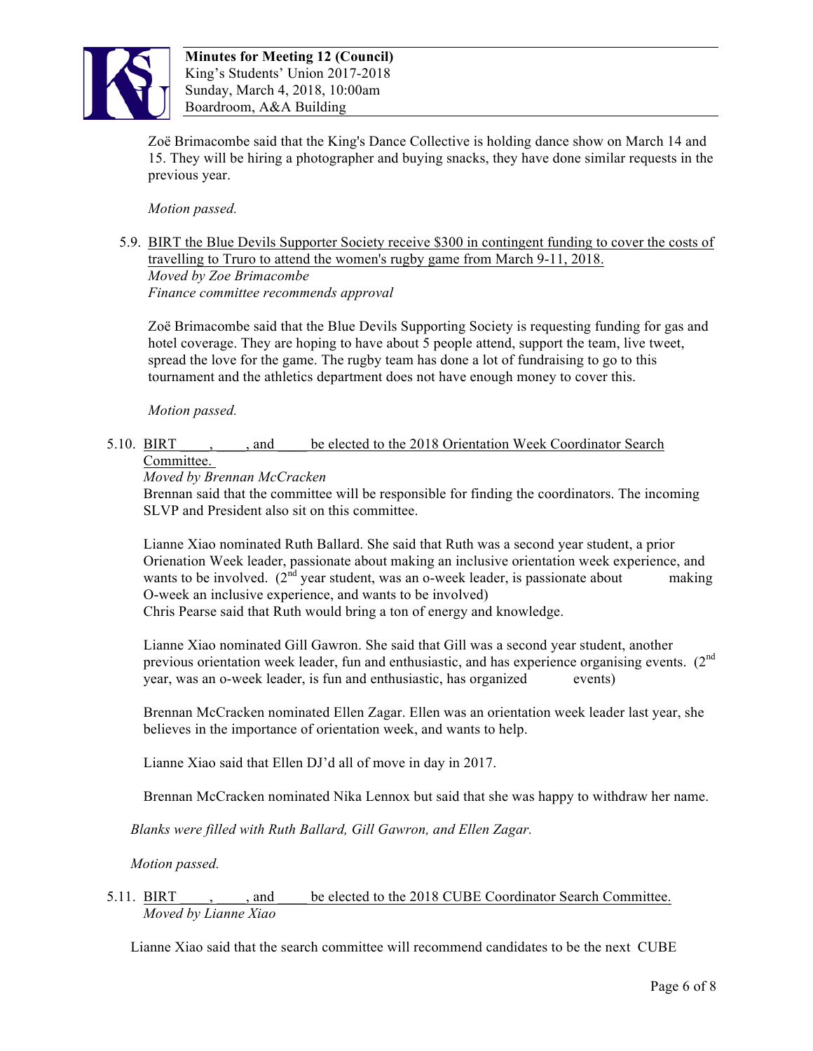Zoë Brimacombe said that the King's Dance Collective is holding dance show on March 14 and 15. They will be hiring a photographer and buying snacks, they have done similar requests in the previous year.

*Motion passed.*

5.9. BIRT the Blue Devils Supporter Society receive $300 in contingent funding to cover the costs of travelling to Truro to attend the women's rugby game from March 9-11, 2018.
*Moved by Zoe Brimacombe*
*Finance committee recommends approval*

Zoë Brimacombe said that the Blue Devils Supporting Society is requesting funding for gas and hotel coverage. They are hoping to have about 5 people attend, support the team, live tweet, spread the love for the game. The rugby team has done a lot of fundraising to go to this tournament and the athletics department does not have enough money to cover this.

*Motion passed.*

5.10. BIRT \_\_\_\_, \_\_\_\_, and \_\_\_\_ be elected to the 2018 Orientation Week Coordinator Search Committee.
*Moved by Brennan McCracken*
Brennan said that the committee will be responsible for finding the coordinators. The incoming SLVP and President also sit on this committee.

Lianne Xiao nominated Ruth Ballard. She said that Ruth was a second year student, a prior Orienation Week leader, passionate about making an inclusive orientation week experience, and wants to be involved. (2nd year student, was an o-week leader, is passionate about making O-week an inclusive experience, and wants to be involved)
Chris Pearse said that Ruth would bring a ton of energy and knowledge.

Lianne Xiao nominated Gill Gawron. She said that Gill was a second year student, another previous orientation week leader, fun and enthusiastic, and has experience organising events. (2nd year, was an o-week leader, is fun and enthusiastic, has organized events)

Brennan McCracken nominated Ellen Zagar. Ellen was an orientation week leader last year, she believes in the importance of orientation week, and wants to help.

Lianne Xiao said that Ellen DJ'd all of move in day in 2017.

Brennan McCracken nominated Nika Lennox but said that she was happy to withdraw her name.

*Blanks were filled with Ruth Ballard, Gill Gawron, and Ellen Zagar.*

*Motion passed.*

5.11. BIRT \_\_\_\_, \_\_\_\_, and \_\_\_\_ be elected to the 2018 CUBE Coordinator Search Committee.
*Moved by Lianne Xiao*

Lianne Xiao said that the search committee will recommend candidates to be the next CUBE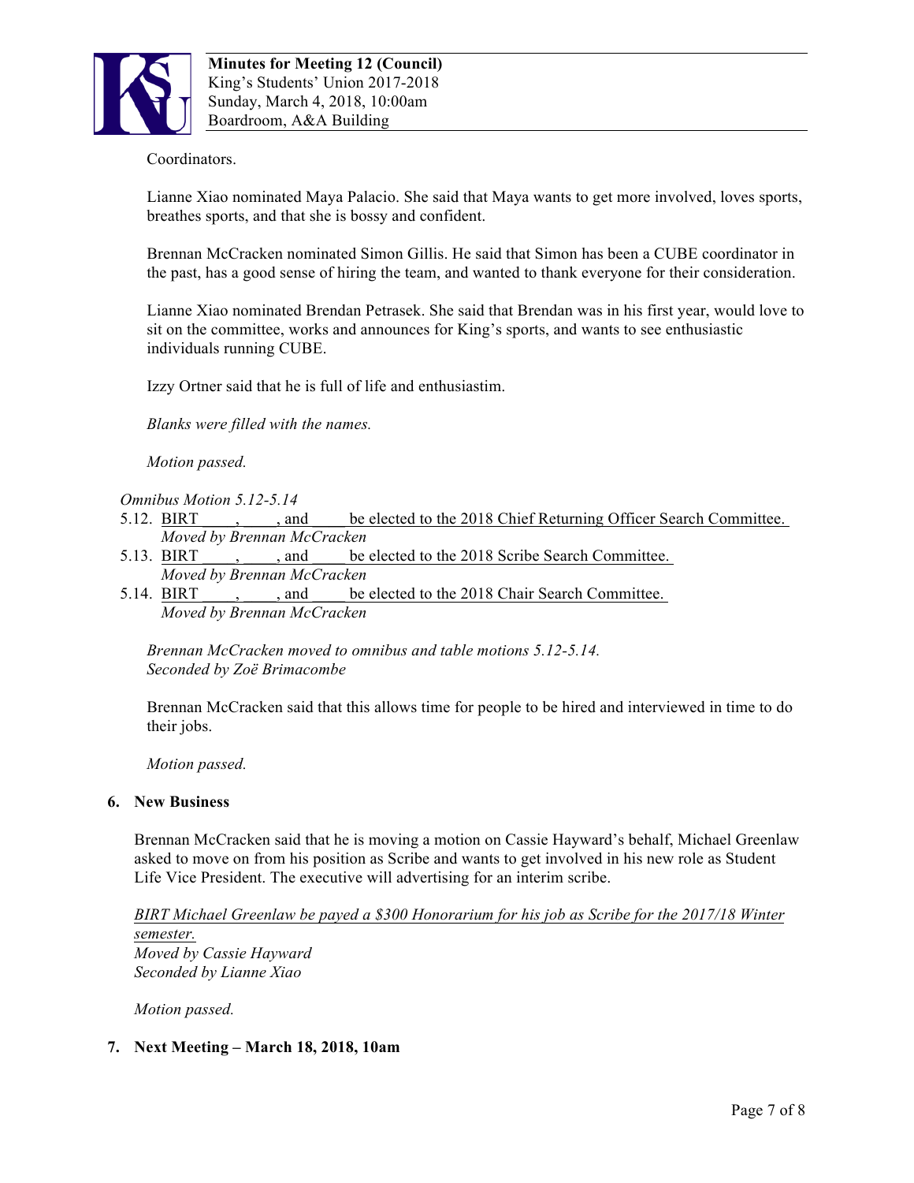Coordinators.

Lianne Xiao nominated Maya Palacio. She said that Maya wants to get more involved, loves sports, breathes sports, and that she is bossy and confident.

Brennan McCracken nominated Simon Gillis. He said that Simon has been a CUBE coordinator in the past, has a good sense of hiring the team, and wanted to thank everyone for their consideration.

Lianne Xiao nominated Brendan Petrasek. She said that Brendan was in his first year, would love to sit on the committee, works and announces for King's sports, and wants to see enthusiastic individuals running CUBE.

Izzy Ortner said that he is full of life and enthusiastim.

*Blanks were filled with the names.*

*Motion passed.*

*Omnibus Motion 5.12-5.14*

5.12. BIRT ____, ____, and ____ be elected to the 2018 Chief Returning Officer Search Committee.
*Moved by Brennan McCracken*

5.13. BIRT ____, ____, and ____ be elected to the 2018 Scribe Search Committee.
*Moved by Brennan McCracken*

5.14. BIRT ____, ____, and ____ be elected to the 2018 Chair Search Committee.
*Moved by Brennan McCracken*

*Brennan McCracken moved to omnibus and table motions 5.12-5.14.*
*Seconded by Zoë Brimacombe*

Brennan McCracken said that this allows time for people to be hired and interviewed in time to do their jobs.

*Motion passed.*

## 6. New Business

Brennan McCracken said that he is moving a motion on Cassie Hayward's behalf, Michael Greenlaw asked to move on from his position as Scribe and wants to get involved in his new role as Student Life Vice President. The executive will advertising for an interim scribe.

*BIRT Michael Greenlaw be payed a $300 Honorarium for his job as Scribe for the 2017/18 Winter semester.*
*Moved by Cassie Hayward*
*Seconded by Lianne Xiao*

*Motion passed.*

## 7. Next Meeting – March 18, 2018, 10am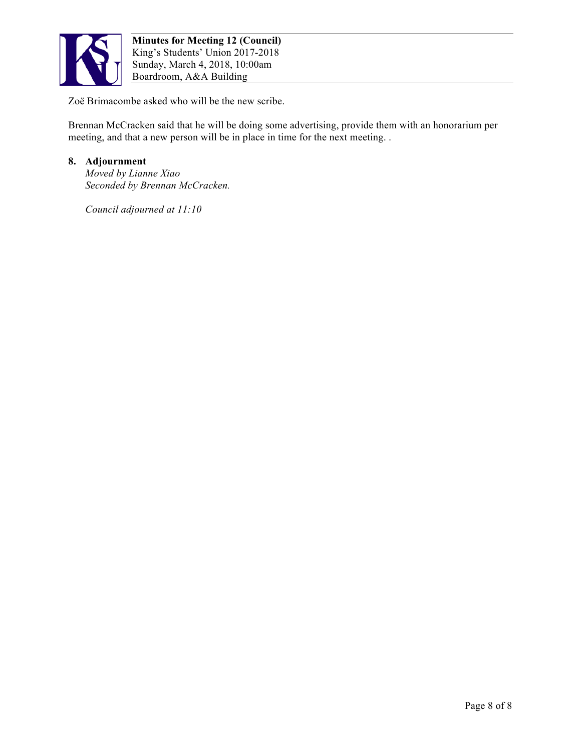Zoë Brimacombe asked who will be the new scribe.

Brennan McCracken said that he will be doing some advertising, provide them with an honorarium per meeting, and that a new person will be in place in time for the next meeting. .

## 8. Adjournment

*Moved by Lianne Xiao*
*Seconded by Brennan McCracken.*

*Council adjourned at 11:10*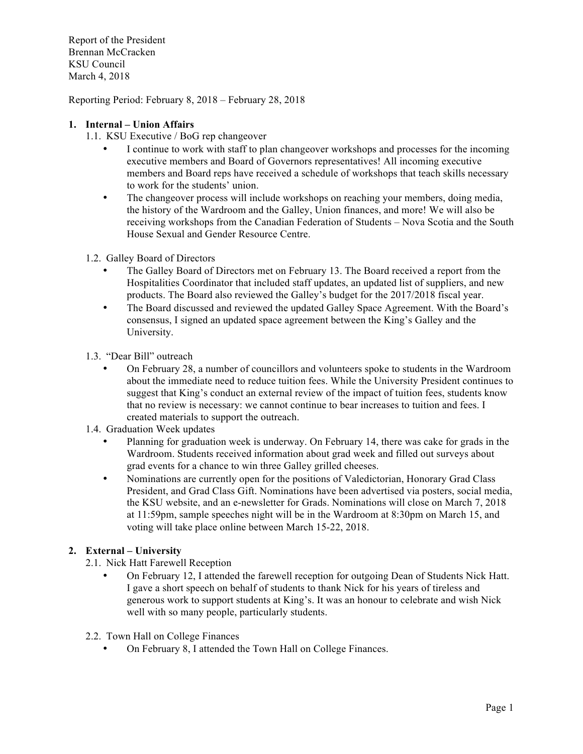Report of the President
Brennan McCracken
KSU Council
March 4, 2018

Reporting Period: February 8, 2018 – February 28, 2018

## 1. Internal – Union Affairs

### 1.1. KSU Executive / BoG rep changeover

- I continue to work with staff to plan changeover workshops and processes for the incoming executive members and Board of Governors representatives! All incoming executive members and Board reps have received a schedule of workshops that teach skills necessary to work for the students' union.
- The changeover process will include workshops on reaching your members, doing media, the history of the Wardroom and the Galley, Union finances, and more! We will also be receiving workshops from the Canadian Federation of Students – Nova Scotia and the South House Sexual and Gender Resource Centre.

### 1.2. Galley Board of Directors

- The Galley Board of Directors met on February 13. The Board received a report from the Hospitalities Coordinator that included staff updates, an updated list of suppliers, and new products. The Board also reviewed the Galley's budget for the 2017/2018 fiscal year.
- The Board discussed and reviewed the updated Galley Space Agreement. With the Board's consensus, I signed an updated space agreement between the King's Galley and the University.

### 1.3. "Dear Bill" outreach

- On February 28, a number of councillors and volunteers spoke to students in the Wardroom about the immediate need to reduce tuition fees. While the University President continues to suggest that King's conduct an external review of the impact of tuition fees, students know that no review is necessary: we cannot continue to bear increases to tuition and fees. I created materials to support the outreach.

### 1.4. Graduation Week updates

- Planning for graduation week is underway. On February 14, there was cake for grads in the Wardroom. Students received information about grad week and filled out surveys about grad events for a chance to win three Galley grilled cheeses.
- Nominations are currently open for the positions of Valedictorian, Honorary Grad Class President, and Grad Class Gift. Nominations have been advertised via posters, social media, the KSU website, and an e-newsletter for Grads. Nominations will close on March 7, 2018 at 11:59pm, sample speeches night will be in the Wardroom at 8:30pm on March 15, and voting will take place online between March 15-22, 2018.

## 2. External – University

### 2.1. Nick Hatt Farewell Reception

- On February 12, I attended the farewell reception for outgoing Dean of Students Nick Hatt. I gave a short speech on behalf of students to thank Nick for his years of tireless and generous work to support students at King's. It was an honour to celebrate and wish Nick well with so many people, particularly students.

### 2.2. Town Hall on College Finances

- On February 8, I attended the Town Hall on College Finances.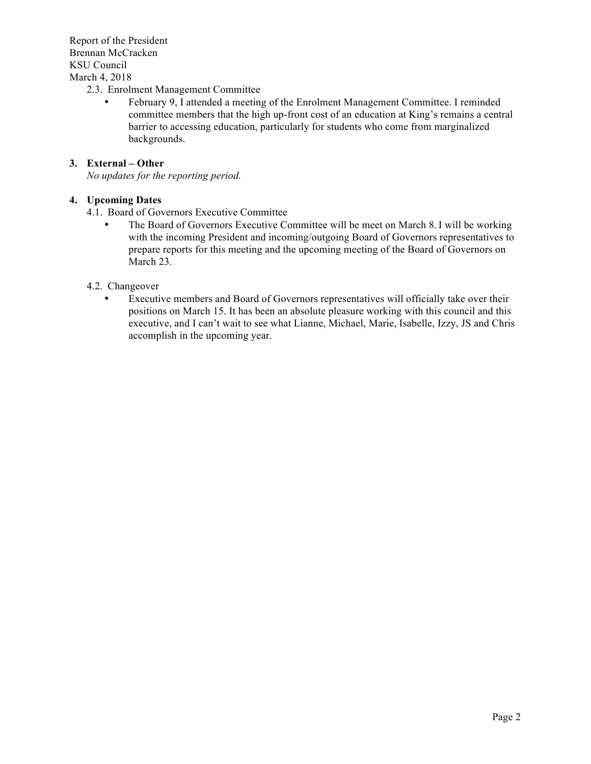2.3. Enrolment Management Committee

- February 9, I attended a meeting of the Enrolment Management Committee. I reminded committee members that the high up-front cost of an education at King's remains a central barrier to accessing education, particularly for students who come from marginalized backgrounds.

**3. External – Other**

*No updates for the reporting period.*

**4. Upcoming Dates**

4.1. Board of Governors Executive Committee

- The Board of Governors Executive Committee will be meet on March 8. I will be working with the incoming President and incoming/outgoing Board of Governors representatives to prepare reports for this meeting and the upcoming meeting of the Board of Governors on March 23.

4.2. Changeover

- Executive members and Board of Governors representatives will officially take over their positions on March 15. It has been an absolute pleasure working with this council and this executive, and I can't wait to see what Lianne, Michael, Marie, Isabelle, Izzy, JS and Chris accomplish in the upcoming year.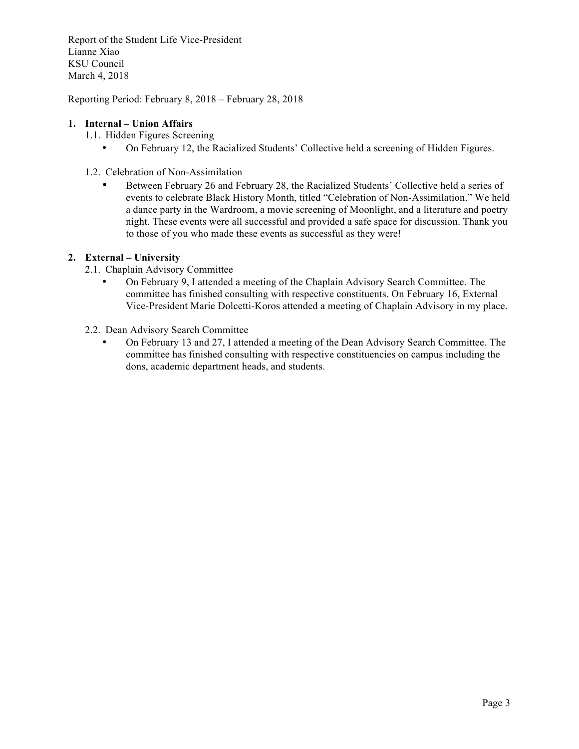Report of the Student Life Vice-President
Lianne Xiao
KSU Council
March 4, 2018

Reporting Period: February 8, 2018 – February 28, 2018

## 1. Internal – Union Affairs

### 1.1. Hidden Figures Screening

- On February 12, the Racialized Students' Collective held a screening of Hidden Figures.

### 1.2. Celebration of Non-Assimilation

- Between February 26 and February 28, the Racialized Students' Collective held a series of events to celebrate Black History Month, titled "Celebration of Non-Assimilation." We held a dance party in the Wardroom, a movie screening of Moonlight, and a literature and poetry night. These events were all successful and provided a safe space for discussion. Thank you to those of you who made these events as successful as they were!

## 2. External – University

### 2.1. Chaplain Advisory Committee

- On February 9, I attended a meeting of the Chaplain Advisory Search Committee. The committee has finished consulting with respective constituents. On February 16, External Vice-President Marie Dolcetti-Koros attended a meeting of Chaplain Advisory in my place.

### 2.2. Dean Advisory Search Committee

- On February 13 and 27, I attended a meeting of the Dean Advisory Search Committee. The committee has finished consulting with respective constituencies on campus including the dons, academic department heads, and students.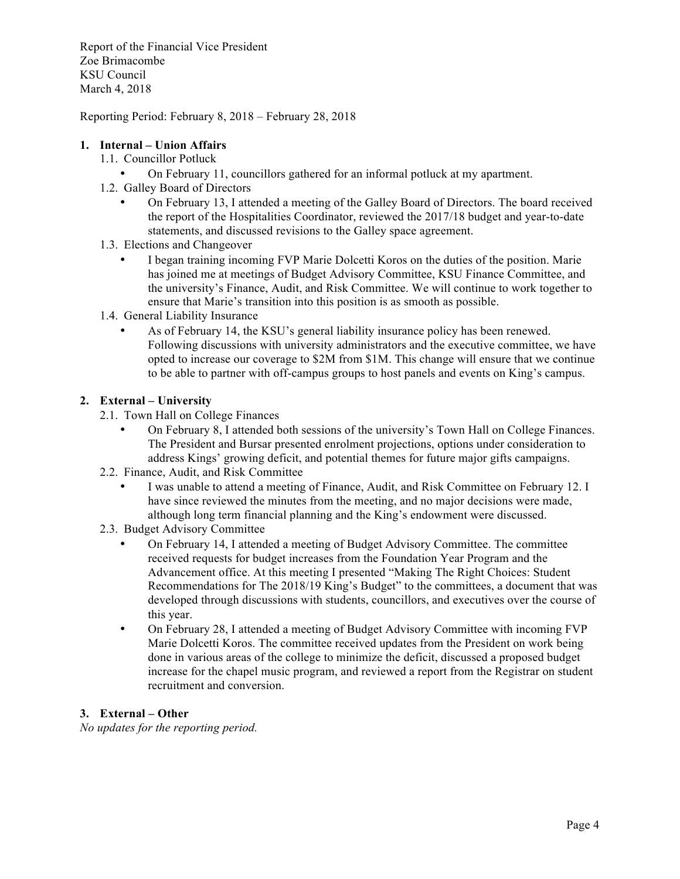Report of the Financial Vice President
Zoe Brimacombe
KSU Council
March 4, 2018

Reporting Period: February 8, 2018 – February 28, 2018

## 1. Internal – Union Affairs

1.1. Councillor Potluck

- On February 11, councillors gathered for an informal potluck at my apartment.

1.2. Galley Board of Directors

- On February 13, I attended a meeting of the Galley Board of Directors. The board received the report of the Hospitalities Coordinator, reviewed the 2017/18 budget and year-to-date statements, and discussed revisions to the Galley space agreement.

1.3. Elections and Changeover

- I began training incoming FVP Marie Dolcetti Koros on the duties of the position. Marie has joined me at meetings of Budget Advisory Committee, KSU Finance Committee, and the university's Finance, Audit, and Risk Committee. We will continue to work together to ensure that Marie's transition into this position is as smooth as possible.

1.4. General Liability Insurance

- As of February 14, the KSU's general liability insurance policy has been renewed. Following discussions with university administrators and the executive committee, we have opted to increase our coverage to $2M from $1M. This change will ensure that we continue to be able to partner with off-campus groups to host panels and events on King's campus.

## 2. External – University

2.1. Town Hall on College Finances

- On February 8, I attended both sessions of the university's Town Hall on College Finances. The President and Bursar presented enrolment projections, options under consideration to address Kings' growing deficit, and potential themes for future major gifts campaigns.

2.2. Finance, Audit, and Risk Committee

- I was unable to attend a meeting of Finance, Audit, and Risk Committee on February 12. I have since reviewed the minutes from the meeting, and no major decisions were made, although long term financial planning and the King's endowment were discussed.

2.3. Budget Advisory Committee

- On February 14, I attended a meeting of Budget Advisory Committee. The committee received requests for budget increases from the Foundation Year Program and the Advancement office. At this meeting I presented "Making The Right Choices: Student Recommendations for The 2018/19 King's Budget" to the committees, a document that was developed through discussions with students, councillors, and executives over the course of this year.
- On February 28, I attended a meeting of Budget Advisory Committee with incoming FVP Marie Dolcetti Koros. The committee received updates from the President on work being done in various areas of the college to minimize the deficit, discussed a proposed budget increase for the chapel music program, and reviewed a report from the Registrar on student recruitment and conversion.

## 3. External – Other

*No updates for the reporting period.*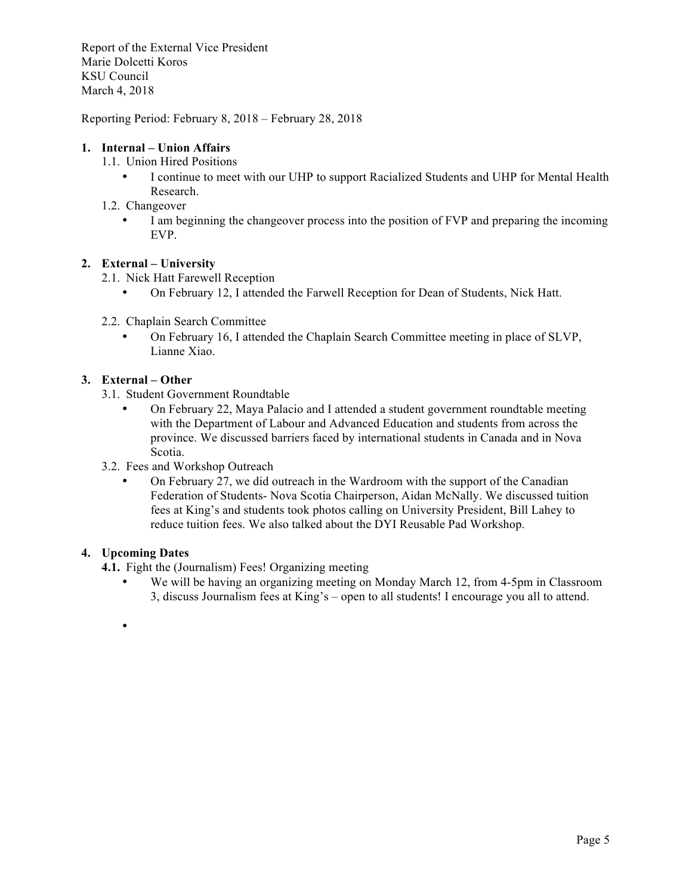Report of the External Vice President
Marie Dolcetti Koros
KSU Council
March 4, 2018

Reporting Period: February 8, 2018 – February 28, 2018

1. **Internal – Union Affairs**

   1.1. Union Hired Positions

   - I continue to meet with our UHP to support Racialized Students and UHP for Mental Health Research.

   1.2. Changeover

   - I am beginning the changeover process into the position of FVP and preparing the incoming EVP.

2. **External – University**

   2.1. Nick Hatt Farewell Reception

   - On February 12, I attended the Farwell Reception for Dean of Students, Nick Hatt.

   2.2. Chaplain Search Committee

   - On February 16, I attended the Chaplain Search Committee meeting in place of SLVP, Lianne Xiao.

3. **External – Other**

   3.1. Student Government Roundtable

   - On February 22, Maya Palacio and I attended a student government roundtable meeting with the Department of Labour and Advanced Education and students from across the province. We discussed barriers faced by international students in Canada and in Nova Scotia.

   3.2. Fees and Workshop Outreach

   - On February 27, we did outreach in the Wardroom with the support of the Canadian Federation of Students- Nova Scotia Chairperson, Aidan McNally. We discussed tuition fees at King's and students took photos calling on University President, Bill Lahey to reduce tuition fees. We also talked about the DYI Reusable Pad Workshop.

4. **Upcoming Dates**

   **4.1.** Fight the (Journalism) Fees! Organizing meeting

   - We will be having an organizing meeting on Monday March 12, from 4-5pm in Classroom 3, discuss Journalism fees at King's – open to all students! I encourage you all to attend.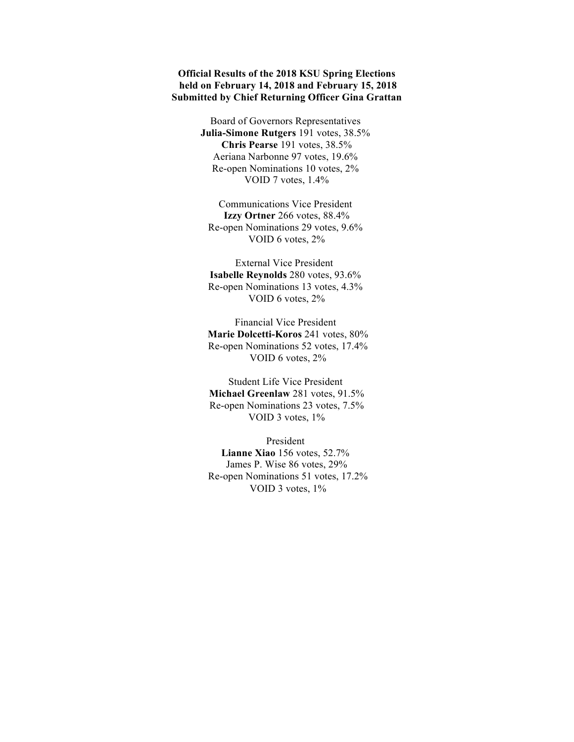**Official Results of the 2018 KSU Spring Elections held on February 14, 2018 and February 15, 2018 Submitted by Chief Returning Officer Gina Grattan**

Board of Governors Representatives
**Julia-Simone Rutgers** 191 votes, 38.5%
**Chris Pearse** 191 votes, 38.5%
Aeriana Narbonne 97 votes, 19.6%
Re-open Nominations 10 votes, 2%
VOID 7 votes, 1.4%

Communications Vice President
**Izzy Ortner** 266 votes, 88.4%
Re-open Nominations 29 votes, 9.6%
VOID 6 votes, 2%

External Vice President
**Isabelle Reynolds** 280 votes, 93.6%
Re-open Nominations 13 votes, 4.3%
VOID 6 votes, 2%

Financial Vice President
**Marie Dolcetti-Koros** 241 votes, 80%
Re-open Nominations 52 votes, 17.4%
VOID 6 votes, 2%

Student Life Vice President
**Michael Greenlaw** 281 votes, 91.5%
Re-open Nominations 23 votes, 7.5%
VOID 3 votes, 1%

President
**Lianne Xiao** 156 votes, 52.7%
James P. Wise 86 votes, 29%
Re-open Nominations 51 votes, 17.2%
VOID 3 votes, 1%